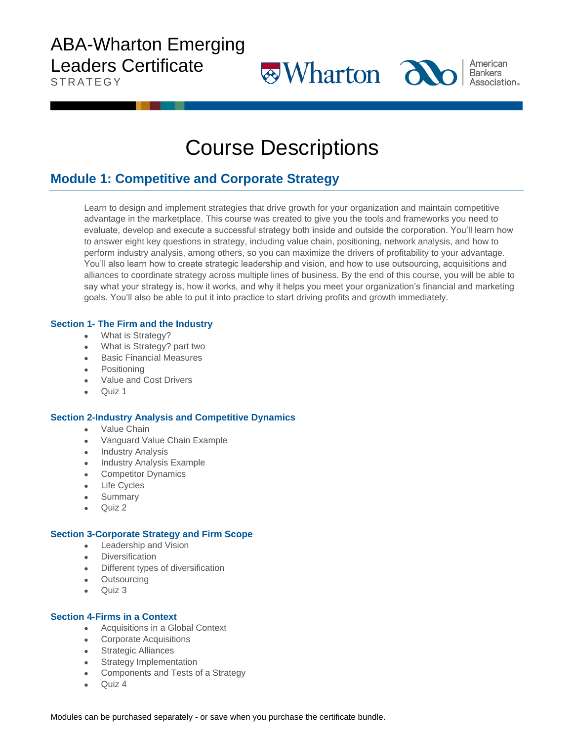# ABA-Wharton Emerging Leaders Certificate

STRATEGY

# Course Descriptions

## Module 1: Competitive and Corporate Strategy

Learn to design and implement strategies that drive growth for your organization and maintain competitive advantage in the marketplace. This course was created to give you the tools and frameworks you need to evaluate, develop and execute a successful strategy both inside and outside the corporation. You'll learn how to answer eight key questions in strategy, including value chain, positioning, network analysis, and how to perform industry analysis, among others, so you can maximize the drivers of profitability to your advantage. You'll also learn how to create strategic leadership and vision, and how to use outsourcing, acquisitions and alliances to coordinate strategy across multiple lines of business. By the end of this course, you will be able to say what your strategy is, how it works, and why it helps you meet your organization's financial and marketing goals. You'll also be able to put it into practice to start driving profits and growth immediately.

### Section 1- The Firm and the Industry

- What is Strategy?
- What is Strategy? part two
- Basic Financial Measures
- Positioning
- Value and Cost Drivers
- Quiz 1

### Section 2-Industry Analysis and Competitive Dynamics

- Value Chain
- Vanguard Value Chain Example
- Industry Analysis
- Industry Analysis Example
- Competitor Dynamics
- Life Cycles
- Summary
- Quiz 2

### Section 3-Corporate Strategy and Firm Scope

- Leadership and Vision
- Diversification
- Different types of diversification
- Outsourcing
- Quiz 3

### Section 4-Firms in a Context

- Acquisitions in a Global Context
- Corporate Acquisitions
- Strategic Alliances
- Strategy Implementation
- Components and Tests of a Strategy
- Quiz 4

Modules can be purchased separately - or save when you purchase the certificate bundle.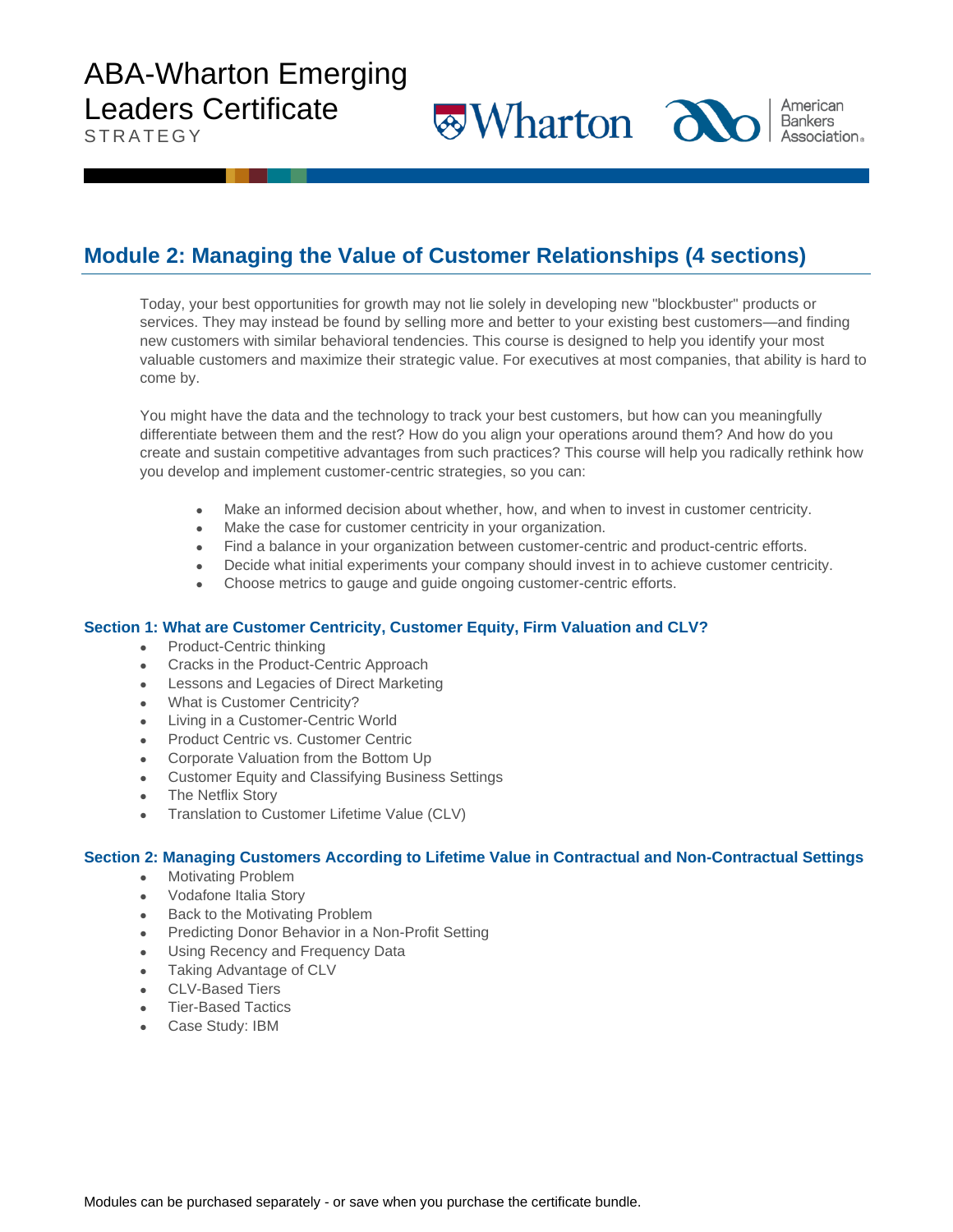# ABA-Wharton Emerging Leaders Certificate

STRATEGY

## Module 2: Managing the Value of Customer Relationships (4 sections)

Today, your best opportunities for growth may not lie solely in developing new "blockbuster" products or services. They may instead be found by selling more and better to your existing best customers—and finding new customers with similar behavioral tendencies. This course is designed to help you identify your most valuable customers and maximize their strategic value. For executives at most companies, that ability is hard to come by.

You might have the data and the technology to track your best customers, but how can you meaningfully differentiate between them and the rest? How do you align your operations around them? And how do you create and sustain competitive advantages from such practices? This course will help you radically rethink how you develop and implement customer-centric strategies, so you can:

- Make an informed decision about whether, how, and when to invest in customer centricity.
- Make the case for customer centricity in your organization.
- Find a balance in your organization between customer-centric and product-centric efforts.
- Decide what initial experiments your company should invest in to achieve customer centricity.
- Choose metrics to gauge and guide ongoing customer-centric efforts.

### Section 1: What are Customer Centricity, Customer Equity, Firm Valuation and CLV?

- Product-Centric thinking
- Cracks in the Product-Centric Approach
- Lessons and Legacies of Direct Marketing
- What is Customer Centricity?
- Living in a Customer-Centric World
- Product Centric vs. Customer Centric
- Corporate Valuation from the Bottom Up
- Customer Equity and Classifying Business Settings
- The Netflix Story
- Translation to Customer Lifetime Value (CLV)

### Section 2: Managing Customers According to Lifetime Value in Contractual and Non-Contractual Settings

- Motivating Problem
- Vodafone Italia Story
- Back to the Motivating Problem
- Predicting Donor Behavior in a Non-Profit Setting
- Using Recency and Frequency Data
- Taking Advantage of CLV
- CLV-Based Tiers
- Tier-Based Tactics
- Case Study: IBM

Modules can be purchased separately - or save when you purchase the certificate bundle.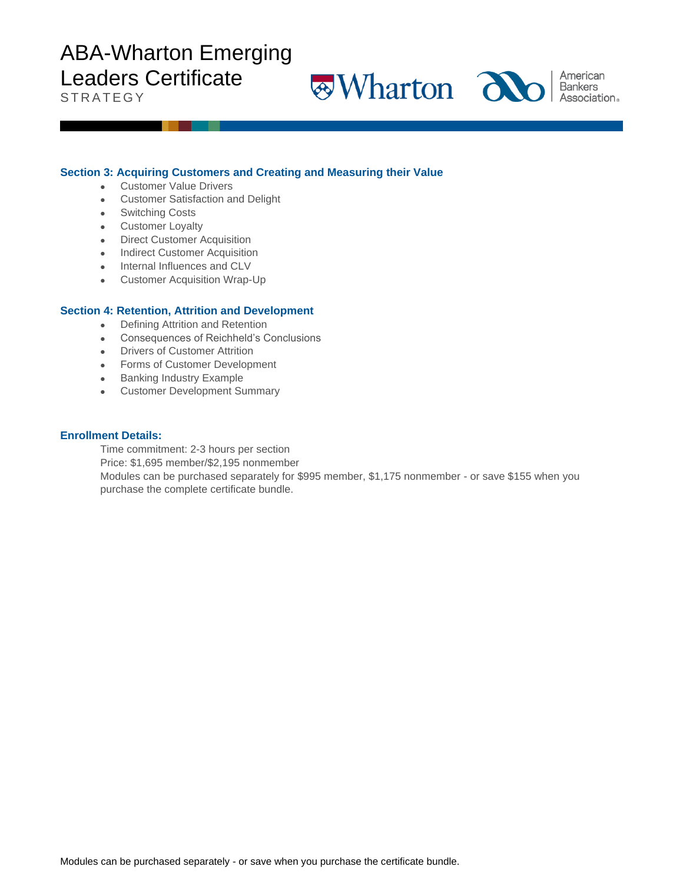### Section 3: Acquiring Customers and Creating and Measuring their Value

- Customer Value Drivers
- Customer Satisfaction and Delight
- Switching Costs
- Customer Loyalty
- Direct Customer Acquisition
- Indirect Customer Acquisition
- Internal Influences and CLV
- Customer Acquisition Wrap-Up

### Section 4: Retention, Attrition and Development

- Defining Attrition and Retention
- Consequences of Reichheld's Conclusions
- Drivers of Customer Attrition
- Forms of Customer Development
- Banking Industry Example
- Customer Development Summary

### Enrollment Details:

Time commitment: 2-3 hours per section
Price: $1,695 member/$2,195 nonmember
Modules can be purchased separately for $995 member, $1,175 nonmember - or save $155 when you purchase the complete certificate bundle.